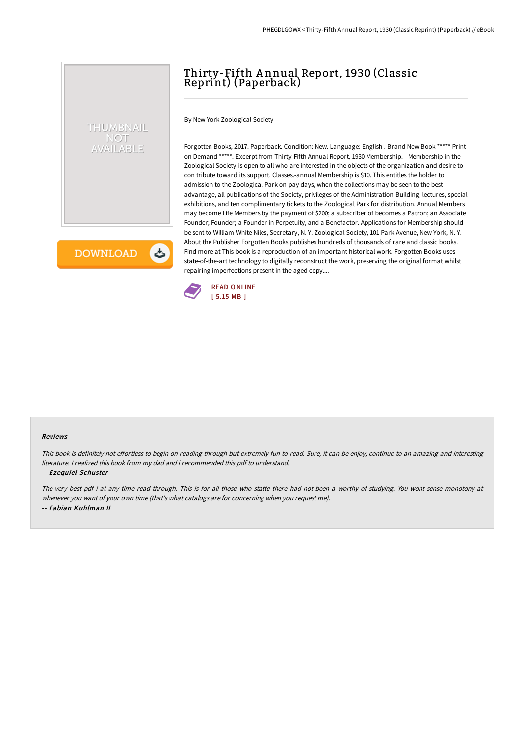# Thirty-Fifth Annual Report, 1930 (Classic Reprint) (Paperback)

By New York Zoological Society

Forgotten Books, 2017. Paperback. Condition: New. Language: English . Brand New Book ***** Print on Demand *****. Excerpt from Thirty-Fifth Annual Report, 1930 Membership. - Membership in the Zoological Society is open to all who are interested in the objects of the organization and desire to con tribute toward its support. Classes.-annual Membership is $10. This entitles the holder to admission to the Zoological Park on pay days, when the collections may be seen to the best advantage, all publications of the Society, privileges of the Administration Building, lectures, special exhibitions, and ten complimentary tickets to the Zoological Park for distribution. Annual Members may become Life Members by the payment of $200; a subscriber of becomes a Patron; an Associate Founder; Founder; a Founder in Perpetuity, and a Benefactor. Applications for Membership should be sent to William White Niles, Secretary, N. Y. Zoological Society, 101 Park Avenue, New York, N. Y. About the Publisher Forgotten Books publishes hundreds of thousands of rare and classic books. Find more at This book is a reproduction of an important historical work. Forgotten Books uses state-of-the-art technology to digitally reconstruct the work, preserving the original format whilst repairing imperfections present in the aged copy....

READ ONLINE
[ 5.15 MB ]

### Reviews

*This book is definitely not effortless to begin on reading through but extremely fun to read. Sure, it can be enjoy, continue to an amazing and interesting literature. I realized this book from my dad and i recommended this pdf to understand.*

-- ***Ezequiel Schuster***

*The very best pdf i at any time read through. This is for all those who statte there had not been a worthy of studying. You wont sense monotony at whenever you want of your own time (that's what catalogs are for concerning when you request me).*

-- ***Fabian Kuhlman II***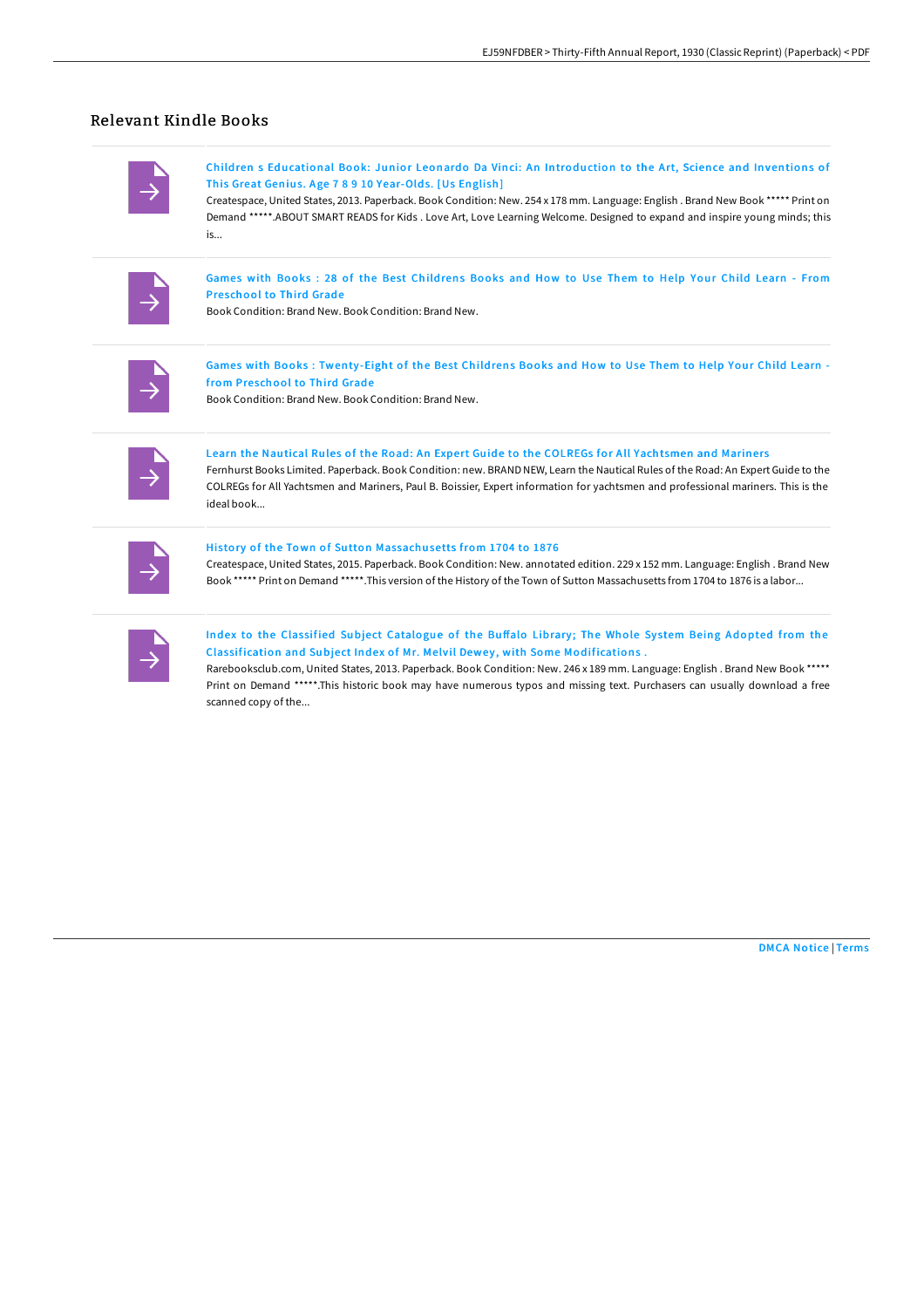## Relevant Kindle Books

**Children s Educational Book: Junior Leonardo Da Vinci: An Introduction to the Art, Science and Inventions of This Great Genius. Age 7 8 9 10 Year-Olds. [Us English]**

Createspace, United States, 2013. Paperback. Book Condition: New. 254 x 178 mm. Language: English . Brand New Book ***** Print on Demand *****.ABOUT SMART READS for Kids . Love Art, Love Learning Welcome. Designed to expand and inspire young minds; this is...

**Games with Books : 28 of the Best Childrens Books and How to Use Them to Help Your Child Learn - From Preschool to Third Grade**

Book Condition: Brand New. Book Condition: Brand New.

**Games with Books : Twenty-Eight of the Best Childrens Books and How to Use Them to Help Your Child Learn - from Preschool to Third Grade**

Book Condition: Brand New. Book Condition: Brand New.

**Learn the Nautical Rules of the Road: An Expert Guide to the COLREGs for All Yachtsmen and Mariners**

Fernhurst Books Limited. Paperback. Book Condition: new. BRAND NEW, Learn the Nautical Rules of the Road: An Expert Guide to the COLREGs for All Yachtsmen and Mariners, Paul B. Boissier, Expert information for yachtsmen and professional mariners. This is the ideal book...

**History of the Town of Sutton Massachusetts from 1704 to 1876**

Createspace, United States, 2015. Paperback. Book Condition: New. annotated edition. 229 x 152 mm. Language: English . Brand New Book ***** Print on Demand *****.This version of the History of the Town of Sutton Massachusetts from 1704 to 1876 is a labor...

**Index to the Classified Subject Catalogue of the Buffalo Library; The Whole System Being Adopted from the Classification and Subject Index of Mr. Melvil Dewey, with Some Modifications .**

Rarebooksclub.com, United States, 2013. Paperback. Book Condition: New. 246 x 189 mm. Language: English . Brand New Book ***** Print on Demand *****.This historic book may have numerous typos and missing text. Purchasers can usually download a free scanned copy of the...